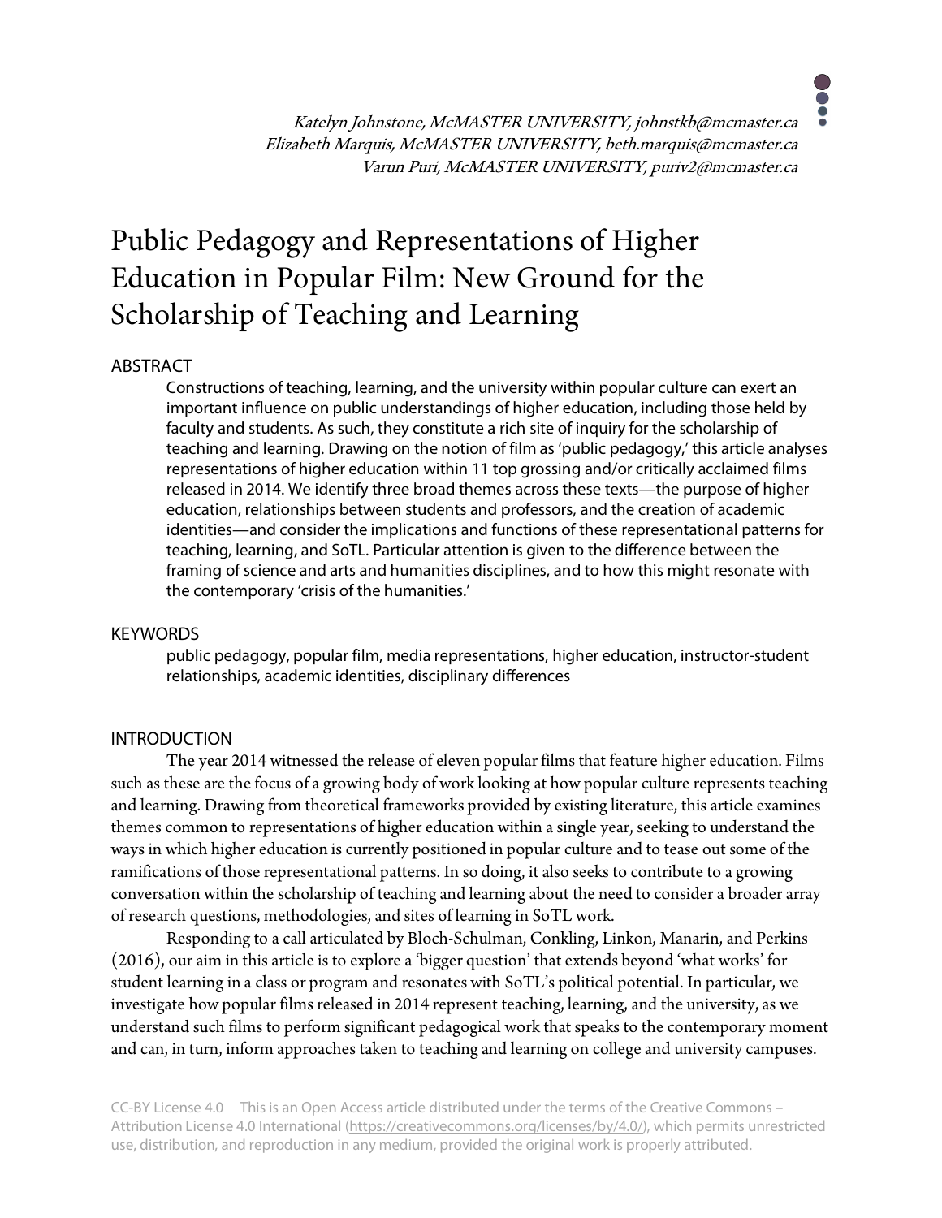*Katelyn Johnstone, McMASTER UNIVERSITY, johnstkb@mcmaster.ca*
*Elizabeth Marquis, McMASTER UNIVERSITY, beth.marquis@mcmaster.ca*
*Varun Puri, McMASTER UNIVERSITY, puriv2@mcmaster.ca*

# Public Pedagogy and Representations of Higher Education in Popular Film: New Ground for the Scholarship of Teaching and Learning

## ABSTRACT

Constructions of teaching, learning, and the university within popular culture can exert an important influence on public understandings of higher education, including those held by faculty and students. As such, they constitute a rich site of inquiry for the scholarship of teaching and learning. Drawing on the notion of film as 'public pedagogy,' this article analyses representations of higher education within 11 top grossing and/or critically acclaimed films released in 2014. We identify three broad themes across these texts—the purpose of higher education, relationships between students and professors, and the creation of academic identities—and consider the implications and functions of these representational patterns for teaching, learning, and SoTL. Particular attention is given to the difference between the framing of science and arts and humanities disciplines, and to how this might resonate with the contemporary 'crisis of the humanities.'

## KEYWORDS

public pedagogy, popular film, media representations, higher education, instructor-student relationships, academic identities, disciplinary differences

## INTRODUCTION

The year 2014 witnessed the release of eleven popular films that feature higher education. Films such as these are the focus of a growing body of work looking at how popular culture represents teaching and learning. Drawing from theoretical frameworks provided by existing literature, this article examines themes common to representations of higher education within a single year, seeking to understand the ways in which higher education is currently positioned in popular culture and to tease out some of the ramifications of those representational patterns. In so doing, it also seeks to contribute to a growing conversation within the scholarship of teaching and learning about the need to consider a broader array of research questions, methodologies, and sites of learning in SoTL work.

Responding to a call articulated by Bloch-Schulman, Conkling, Linkon, Manarin, and Perkins (2016), our aim in this article is to explore a 'bigger question' that extends beyond 'what works' for student learning in a class or program and resonates with SoTL's political potential. In particular, we investigate how popular films released in 2014 represent teaching, learning, and the university, as we understand such films to perform significant pedagogical work that speaks to the contemporary moment and can, in turn, inform approaches taken to teaching and learning on college and university campuses.

CC-BY License 4.0 This is an Open Access article distributed under the terms of the Creative Commons – Attribution License 4.0 International (https://creativecommons.org/licenses/by/4.0/), which permits unrestricted use, distribution, and reproduction in any medium, provided the original work is properly attributed.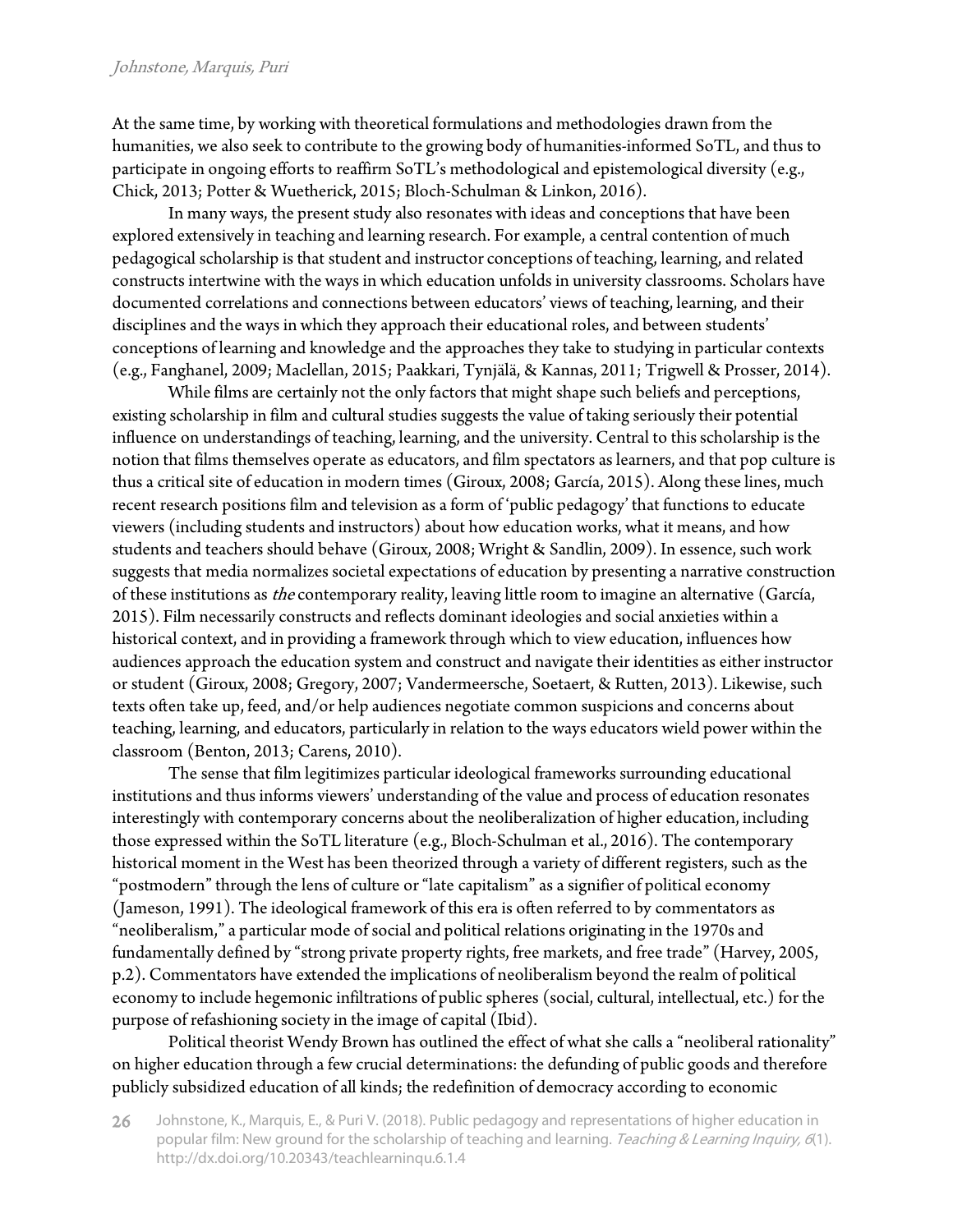At the same time, by working with theoretical formulations and methodologies drawn from the humanities, we also seek to contribute to the growing body of humanities-informed SoTL, and thus to participate in ongoing efforts to reaffirm SoTL's methodological and epistemological diversity (e.g., Chick, 2013; Potter & Wuetherick, 2015; Bloch-Schulman & Linkon, 2016).

In many ways, the present study also resonates with ideas and conceptions that have been explored extensively in teaching and learning research. For example, a central contention of much pedagogical scholarship is that student and instructor conceptions of teaching, learning, and related constructs intertwine with the ways in which education unfolds in university classrooms. Scholars have documented correlations and connections between educators' views of teaching, learning, and their disciplines and the ways in which they approach their educational roles, and between students' conceptions of learning and knowledge and the approaches they take to studying in particular contexts (e.g., Fanghanel, 2009; Maclellan, 2015; Paakkari, Tynjälä, & Kannas, 2011; Trigwell & Prosser, 2014).

While films are certainly not the only factors that might shape such beliefs and perceptions, existing scholarship in film and cultural studies suggests the value of taking seriously their potential influence on understandings of teaching, learning, and the university. Central to this scholarship is the notion that films themselves operate as educators, and film spectators as learners, and that pop culture is thus a critical site of education in modern times (Giroux, 2008; García, 2015). Along these lines, much recent research positions film and television as a form of 'public pedagogy' that functions to educate viewers (including students and instructors) about how education works, what it means, and how students and teachers should behave (Giroux, 2008; Wright & Sandlin, 2009). In essence, such work suggests that media normalizes societal expectations of education by presenting a narrative construction of these institutions as *the* contemporary reality, leaving little room to imagine an alternative (García, 2015). Film necessarily constructs and reflects dominant ideologies and social anxieties within a historical context, and in providing a framework through which to view education, influences how audiences approach the education system and construct and navigate their identities as either instructor or student (Giroux, 2008; Gregory, 2007; Vandermeersche, Soetaert, & Rutten, 2013). Likewise, such texts often take up, feed, and/or help audiences negotiate common suspicions and concerns about teaching, learning, and educators, particularly in relation to the ways educators wield power within the classroom (Benton, 2013; Carens, 2010).

The sense that film legitimizes particular ideological frameworks surrounding educational institutions and thus informs viewers' understanding of the value and process of education resonates interestingly with contemporary concerns about the neoliberalization of higher education, including those expressed within the SoTL literature (e.g., Bloch-Schulman et al., 2016). The contemporary historical moment in the West has been theorized through a variety of different registers, such as the "postmodern" through the lens of culture or "late capitalism" as a signifier of political economy (Jameson, 1991). The ideological framework of this era is often referred to by commentators as "neoliberalism," a particular mode of social and political relations originating in the 1970s and fundamentally defined by "strong private property rights, free markets, and free trade" (Harvey, 2005, p.2). Commentators have extended the implications of neoliberalism beyond the realm of political economy to include hegemonic infiltrations of public spheres (social, cultural, intellectual, etc.) for the purpose of refashioning society in the image of capital (Ibid).

Political theorist Wendy Brown has outlined the effect of what she calls a "neoliberal rationality" on higher education through a few crucial determinations: the defunding of public goods and therefore publicly subsidized education of all kinds; the redefinition of democracy according to economic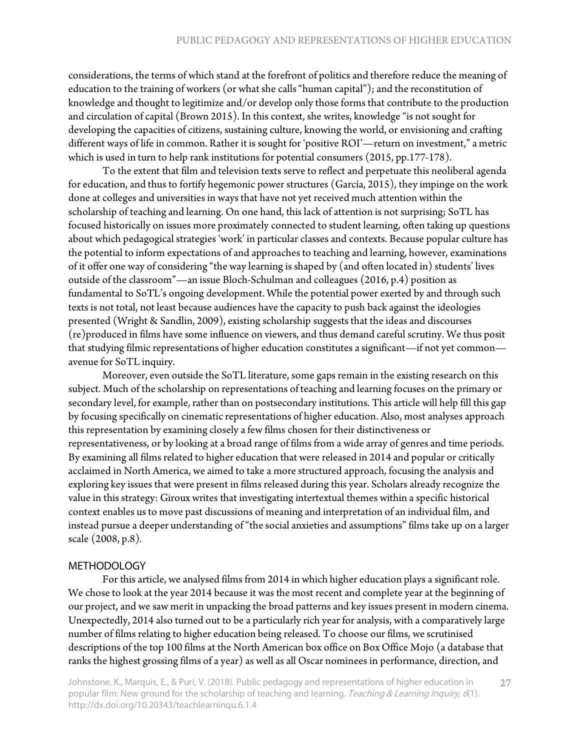considerations, the terms of which stand at the forefront of politics and therefore reduce the meaning of education to the training of workers (or what she calls "human capital"); and the reconstitution of knowledge and thought to legitimize and/or develop only those forms that contribute to the production and circulation of capital (Brown 2015). In this context, she writes, knowledge "is not sought for developing the capacities of citizens, sustaining culture, knowing the world, or envisioning and crafting different ways of life in common. Rather it is sought for 'positive ROI'—return on investment," a metric which is used in turn to help rank institutions for potential consumers (2015, pp.177-178).

To the extent that film and television texts serve to reflect and perpetuate this neoliberal agenda for education, and thus to fortify hegemonic power structures (García, 2015), they impinge on the work done at colleges and universities in ways that have not yet received much attention within the scholarship of teaching and learning. On one hand, this lack of attention is not surprising; SoTL has focused historically on issues more proximately connected to student learning, often taking up questions about which pedagogical strategies 'work' in particular classes and contexts. Because popular culture has the potential to inform expectations of and approaches to teaching and learning, however, examinations of it offer one way of considering "the way learning is shaped by (and often located in) students' lives outside of the classroom"—an issue Bloch-Schulman and colleagues (2016, p.4) position as fundamental to SoTL's ongoing development. While the potential power exerted by and through such texts is not total, not least because audiences have the capacity to push back against the ideologies presented (Wright & Sandlin, 2009), existing scholarship suggests that the ideas and discourses (re)produced in films have some influence on viewers, and thus demand careful scrutiny. We thus posit that studying filmic representations of higher education constitutes a significant—if not yet common—avenue for SoTL inquiry.

Moreover, even outside the SoTL literature, some gaps remain in the existing research on this subject. Much of the scholarship on representations of teaching and learning focuses on the primary or secondary level, for example, rather than on postsecondary institutions. This article will help fill this gap by focusing specifically on cinematic representations of higher education. Also, most analyses approach this representation by examining closely a few films chosen for their distinctiveness or representativeness, or by looking at a broad range of films from a wide array of genres and time periods. By examining all films related to higher education that were released in 2014 and popular or critically acclaimed in North America, we aimed to take a more structured approach, focusing the analysis and exploring key issues that were present in films released during this year. Scholars already recognize the value in this strategy: Giroux writes that investigating intertextual themes within a specific historical context enables us to move past discussions of meaning and interpretation of an individual film, and instead pursue a deeper understanding of "the social anxieties and assumptions" films take up on a larger scale (2008, p.8).

## METHODOLOGY

For this article, we analysed films from 2014 in which higher education plays a significant role. We chose to look at the year 2014 because it was the most recent and complete year at the beginning of our project, and we saw merit in unpacking the broad patterns and key issues present in modern cinema. Unexpectedly, 2014 also turned out to be a particularly rich year for analysis, with a comparatively large number of films relating to higher education being released. To choose our films, we scrutinised descriptions of the top 100 films at the North American box office on Box Office Mojo (a database that ranks the highest grossing films of a year) as well as all Oscar nominees in performance, direction, and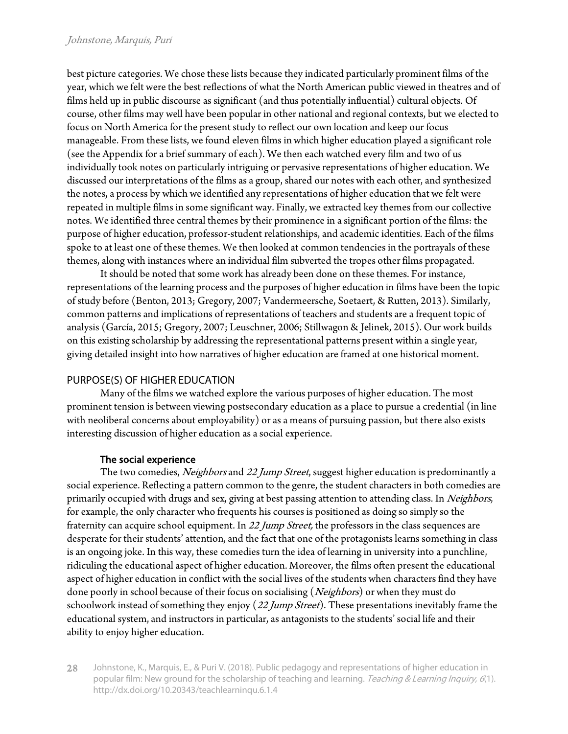best picture categories. We chose these lists because they indicated particularly prominent films of the year, which we felt were the best reflections of what the North American public viewed in theatres and of films held up in public discourse as significant (and thus potentially influential) cultural objects. Of course, other films may well have been popular in other national and regional contexts, but we elected to focus on North America for the present study to reflect our own location and keep our focus manageable. From these lists, we found eleven films in which higher education played a significant role (see the Appendix for a brief summary of each). We then each watched every film and two of us individually took notes on particularly intriguing or pervasive representations of higher education. We discussed our interpretations of the films as a group, shared our notes with each other, and synthesized the notes, a process by which we identified any representations of higher education that we felt were repeated in multiple films in some significant way. Finally, we extracted key themes from our collective notes. We identified three central themes by their prominence in a significant portion of the films: the purpose of higher education, professor-student relationships, and academic identities. Each of the films spoke to at least one of these themes. We then looked at common tendencies in the portrayals of these themes, along with instances where an individual film subverted the tropes other films propagated.

It should be noted that some work has already been done on these themes. For instance, representations of the learning process and the purposes of higher education in films have been the topic of study before (Benton, 2013; Gregory, 2007; Vandermeersche, Soetaert, & Rutten, 2013). Similarly, common patterns and implications of representations of teachers and students are a frequent topic of analysis (García, 2015; Gregory, 2007; Leuschner, 2006; Stillwagon & Jelinek, 2015). Our work builds on this existing scholarship by addressing the representational patterns present within a single year, giving detailed insight into how narratives of higher education are framed at one historical moment.

## PURPOSE(S) OF HIGHER EDUCATION

Many of the films we watched explore the various purposes of higher education. The most prominent tension is between viewing postsecondary education as a place to pursue a credential (in line with neoliberal concerns about employability) or as a means of pursuing passion, but there also exists interesting discussion of higher education as a social experience.

### The social experience

The two comedies, *Neighbors* and *22 Jump Street*, suggest higher education is predominantly a social experience. Reflecting a pattern common to the genre, the student characters in both comedies are primarily occupied with drugs and sex, giving at best passing attention to attending class. In *Neighbors*, for example, the only character who frequents his courses is positioned as doing so simply so the fraternity can acquire school equipment. In *22 Jump Street,* the professors in the class sequences are desperate for their students' attention, and the fact that one of the protagonists learns something in class is an ongoing joke. In this way, these comedies turn the idea of learning in university into a punchline, ridiculing the educational aspect of higher education. Moreover, the films often present the educational aspect of higher education in conflict with the social lives of the students when characters find they have done poorly in school because of their focus on socialising (*Neighbors*) or when they must do schoolwork instead of something they enjoy (*22 Jump Street*). These presentations inevitably frame the educational system, and instructors in particular, as antagonists to the students' social life and their ability to enjoy higher education.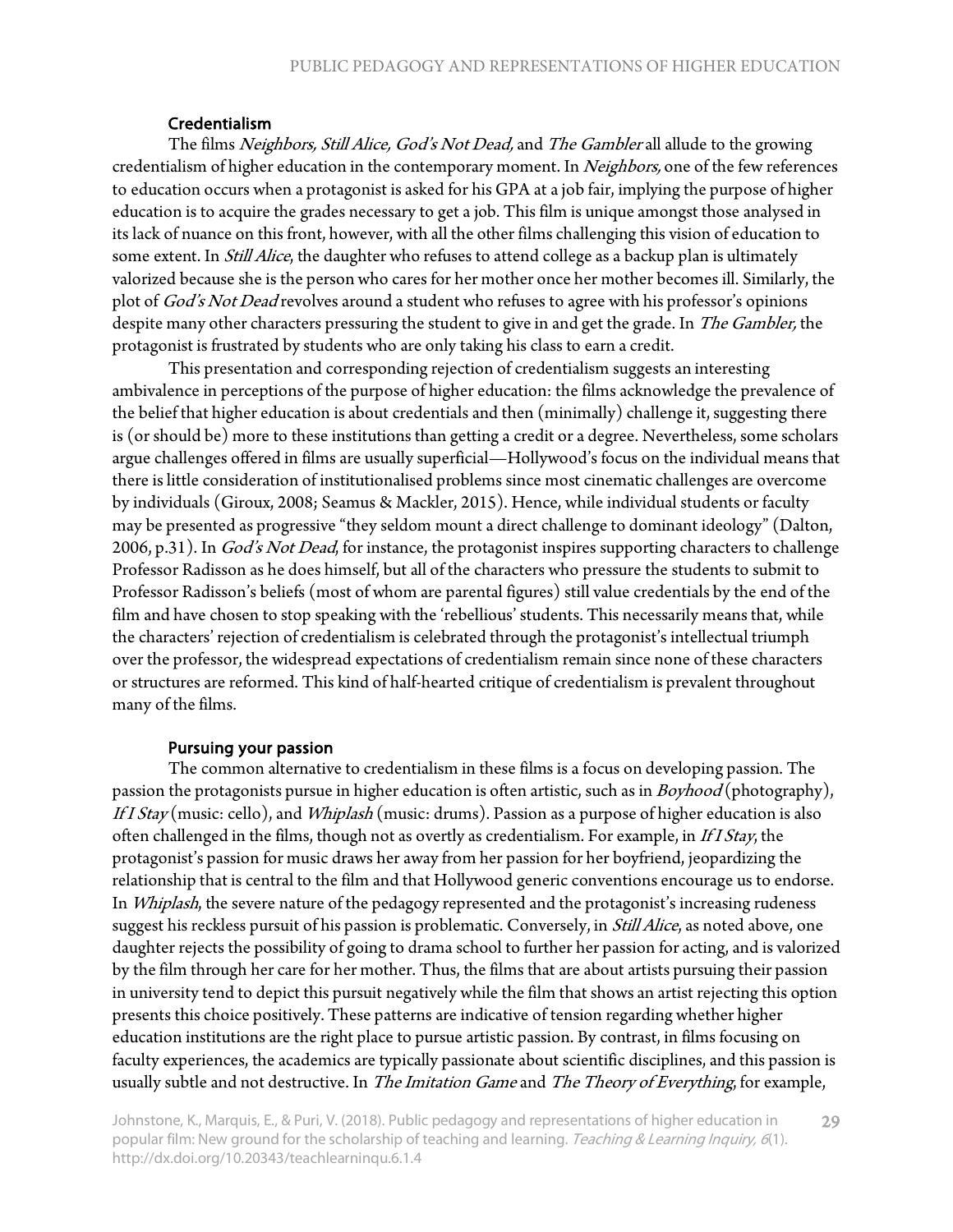### Credentialism

The films *Neighbors, Still Alice, God's Not Dead,* and *The Gambler* all allude to the growing credentialism of higher education in the contemporary moment. In *Neighbors,* one of the few references to education occurs when a protagonist is asked for his GPA at a job fair, implying the purpose of higher education is to acquire the grades necessary to get a job. This film is unique amongst those analysed in its lack of nuance on this front, however, with all the other films challenging this vision of education to some extent. In *Still Alice*, the daughter who refuses to attend college as a backup plan is ultimately valorized because she is the person who cares for her mother once her mother becomes ill. Similarly, the plot of *God's Not Dead* revolves around a student who refuses to agree with his professor's opinions despite many other characters pressuring the student to give in and get the grade. In *The Gambler,* the protagonist is frustrated by students who are only taking his class to earn a credit.

This presentation and corresponding rejection of credentialism suggests an interesting ambivalence in perceptions of the purpose of higher education: the films acknowledge the prevalence of the belief that higher education is about credentials and then (minimally) challenge it, suggesting there is (or should be) more to these institutions than getting a credit or a degree. Nevertheless, some scholars argue challenges offered in films are usually superficial—Hollywood's focus on the individual means that there is little consideration of institutionalised problems since most cinematic challenges are overcome by individuals (Giroux, 2008; Seamus & Mackler, 2015). Hence, while individual students or faculty may be presented as progressive "they seldom mount a direct challenge to dominant ideology" (Dalton, 2006, p.31). In *God's Not Dead*, for instance, the protagonist inspires supporting characters to challenge Professor Radisson as he does himself, but all of the characters who pressure the students to submit to Professor Radisson's beliefs (most of whom are parental figures) still value credentials by the end of the film and have chosen to stop speaking with the 'rebellious' students. This necessarily means that, while the characters' rejection of credentialism is celebrated through the protagonist's intellectual triumph over the professor, the widespread expectations of credentialism remain since none of these characters or structures are reformed. This kind of half-hearted critique of credentialism is prevalent throughout many of the films.

### Pursuing your passion

The common alternative to credentialism in these films is a focus on developing passion. The passion the protagonists pursue in higher education is often artistic, such as in *Boyhood* (photography), *If I Stay* (music: cello), and *Whiplash* (music: drums). Passion as a purpose of higher education is also often challenged in the films, though not as overtly as credentialism. For example, in *If I Stay*, the protagonist's passion for music draws her away from her passion for her boyfriend, jeopardizing the relationship that is central to the film and that Hollywood generic conventions encourage us to endorse. In *Whiplash*, the severe nature of the pedagogy represented and the protagonist's increasing rudeness suggest his reckless pursuit of his passion is problematic. Conversely, in *Still Alice*, as noted above, one daughter rejects the possibility of going to drama school to further her passion for acting, and is valorized by the film through her care for her mother. Thus, the films that are about artists pursuing their passion in university tend to depict this pursuit negatively while the film that shows an artist rejecting this option presents this choice positively. These patterns are indicative of tension regarding whether higher education institutions are the right place to pursue artistic passion. By contrast, in films focusing on faculty experiences, the academics are typically passionate about scientific disciplines, and this passion is usually subtle and not destructive. In *The Imitation Game* and *The Theory of Everything*, for example,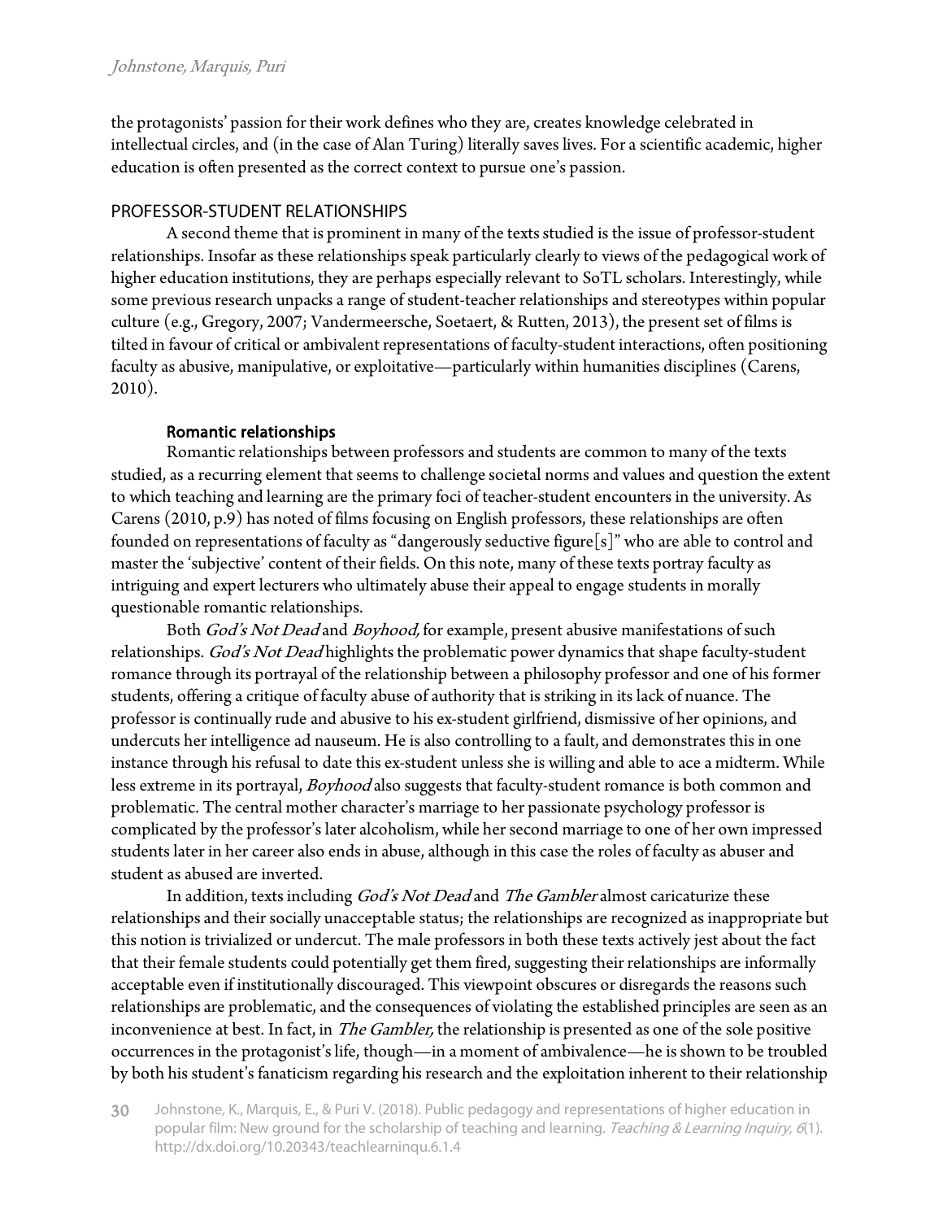the protagonists' passion for their work defines who they are, creates knowledge celebrated in intellectual circles, and (in the case of Alan Turing) literally saves lives. For a scientific academic, higher education is often presented as the correct context to pursue one's passion.

## PROFESSOR-STUDENT RELATIONSHIPS

A second theme that is prominent in many of the texts studied is the issue of professor-student relationships. Insofar as these relationships speak particularly clearly to views of the pedagogical work of higher education institutions, they are perhaps especially relevant to SoTL scholars. Interestingly, while some previous research unpacks a range of student-teacher relationships and stereotypes within popular culture (e.g., Gregory, 2007; Vandermeersche, Soetaert, & Rutten, 2013), the present set of films is tilted in favour of critical or ambivalent representations of faculty-student interactions, often positioning faculty as abusive, manipulative, or exploitative—particularly within humanities disciplines (Carens, 2010).

### Romantic relationships

Romantic relationships between professors and students are common to many of the texts studied, as a recurring element that seems to challenge societal norms and values and question the extent to which teaching and learning are the primary foci of teacher-student encounters in the university. As Carens (2010, p.9) has noted of films focusing on English professors, these relationships are often founded on representations of faculty as "dangerously seductive figure[s]" who are able to control and master the 'subjective' content of their fields. On this note, many of these texts portray faculty as intriguing and expert lecturers who ultimately abuse their appeal to engage students in morally questionable romantic relationships.

Both *God's Not Dead* and *Boyhood,* for example, present abusive manifestations of such relationships. *God's Not Dead* highlights the problematic power dynamics that shape faculty-student romance through its portrayal of the relationship between a philosophy professor and one of his former students, offering a critique of faculty abuse of authority that is striking in its lack of nuance. The professor is continually rude and abusive to his ex-student girlfriend, dismissive of her opinions, and undercuts her intelligence ad nauseum. He is also controlling to a fault, and demonstrates this in one instance through his refusal to date this ex-student unless she is willing and able to ace a midterm. While less extreme in its portrayal, *Boyhood* also suggests that faculty-student romance is both common and problematic. The central mother character's marriage to her passionate psychology professor is complicated by the professor's later alcoholism, while her second marriage to one of her own impressed students later in her career also ends in abuse, although in this case the roles of faculty as abuser and student as abused are inverted.

In addition, texts including *God's Not Dead* and *The Gambler* almost caricaturize these relationships and their socially unacceptable status; the relationships are recognized as inappropriate but this notion is trivialized or undercut. The male professors in both these texts actively jest about the fact that their female students could potentially get them fired, suggesting their relationships are informally acceptable even if institutionally discouraged. This viewpoint obscures or disregards the reasons such relationships are problematic, and the consequences of violating the established principles are seen as an inconvenience at best. In fact, in *The Gambler,* the relationship is presented as one of the sole positive occurrences in the protagonist's life, though—in a moment of ambivalence—he is shown to be troubled by both his student's fanaticism regarding his research and the exploitation inherent to their relationship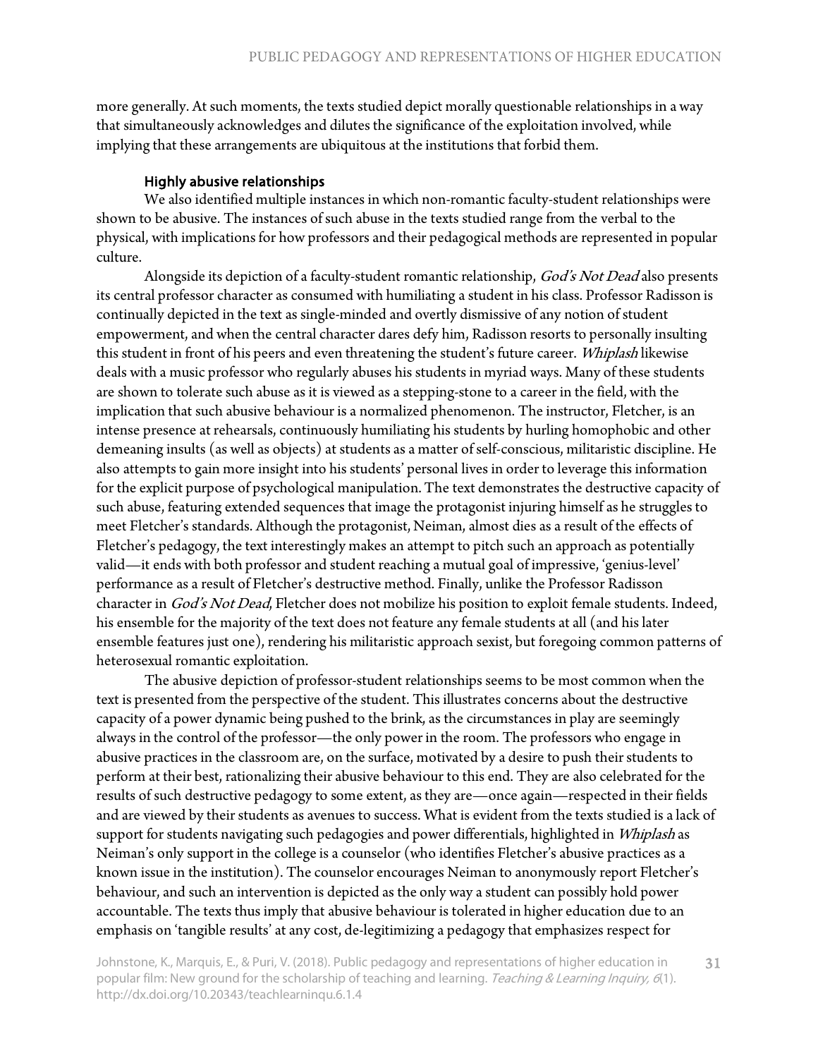more generally. At such moments, the texts studied depict morally questionable relationships in a way that simultaneously acknowledges and dilutes the significance of the exploitation involved, while implying that these arrangements are ubiquitous at the institutions that forbid them.

### Highly abusive relationships

We also identified multiple instances in which non-romantic faculty-student relationships were shown to be abusive. The instances of such abuse in the texts studied range from the verbal to the physical, with implications for how professors and their pedagogical methods are represented in popular culture.

Alongside its depiction of a faculty-student romantic relationship, *God's Not Dead* also presents its central professor character as consumed with humiliating a student in his class. Professor Radisson is continually depicted in the text as single-minded and overtly dismissive of any notion of student empowerment, and when the central character dares defy him, Radisson resorts to personally insulting this student in front of his peers and even threatening the student's future career. *Whiplash* likewise deals with a music professor who regularly abuses his students in myriad ways. Many of these students are shown to tolerate such abuse as it is viewed as a stepping-stone to a career in the field, with the implication that such abusive behaviour is a normalized phenomenon. The instructor, Fletcher, is an intense presence at rehearsals, continuously humiliating his students by hurling homophobic and other demeaning insults (as well as objects) at students as a matter of self-conscious, militaristic discipline. He also attempts to gain more insight into his students' personal lives in order to leverage this information for the explicit purpose of psychological manipulation. The text demonstrates the destructive capacity of such abuse, featuring extended sequences that image the protagonist injuring himself as he struggles to meet Fletcher's standards. Although the protagonist, Neiman, almost dies as a result of the effects of Fletcher's pedagogy, the text interestingly makes an attempt to pitch such an approach as potentially valid—it ends with both professor and student reaching a mutual goal of impressive, 'genius-level' performance as a result of Fletcher's destructive method. Finally, unlike the Professor Radisson character in *God's Not Dead*, Fletcher does not mobilize his position to exploit female students. Indeed, his ensemble for the majority of the text does not feature any female students at all (and his later ensemble features just one), rendering his militaristic approach sexist, but foregoing common patterns of heterosexual romantic exploitation.

The abusive depiction of professor-student relationships seems to be most common when the text is presented from the perspective of the student. This illustrates concerns about the destructive capacity of a power dynamic being pushed to the brink, as the circumstances in play are seemingly always in the control of the professor—the only power in the room. The professors who engage in abusive practices in the classroom are, on the surface, motivated by a desire to push their students to perform at their best, rationalizing their abusive behaviour to this end. They are also celebrated for the results of such destructive pedagogy to some extent, as they are—once again—respected in their fields and are viewed by their students as avenues to success. What is evident from the texts studied is a lack of support for students navigating such pedagogies and power differentials, highlighted in *Whiplash* as Neiman's only support in the college is a counselor (who identifies Fletcher's abusive practices as a known issue in the institution). The counselor encourages Neiman to anonymously report Fletcher's behaviour, and such an intervention is depicted as the only way a student can possibly hold power accountable. The texts thus imply that abusive behaviour is tolerated in higher education due to an emphasis on 'tangible results' at any cost, de-legitimizing a pedagogy that emphasizes respect for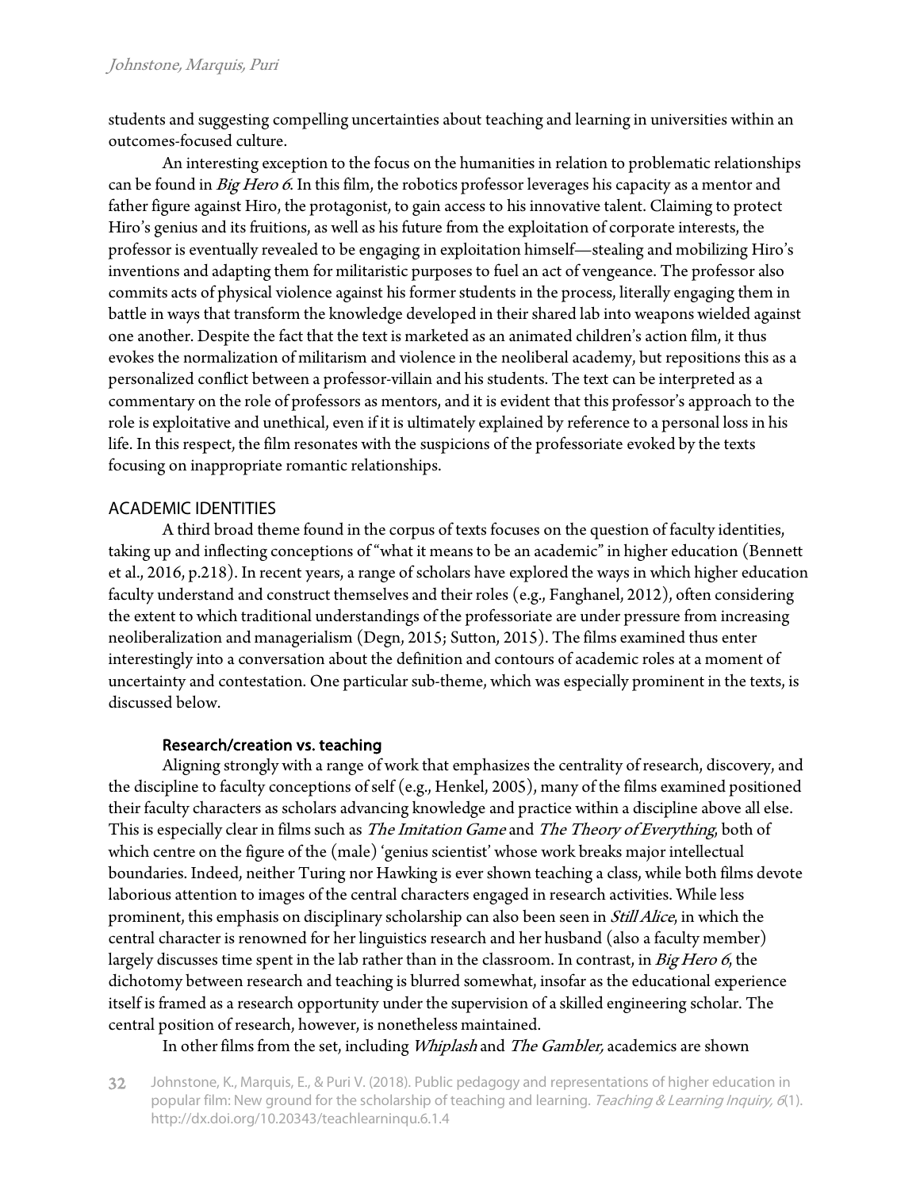students and suggesting compelling uncertainties about teaching and learning in universities within an outcomes-focused culture.

An interesting exception to the focus on the humanities in relation to problematic relationships can be found in *Big Hero 6*. In this film, the robotics professor leverages his capacity as a mentor and father figure against Hiro, the protagonist, to gain access to his innovative talent. Claiming to protect Hiro's genius and its fruitions, as well as his future from the exploitation of corporate interests, the professor is eventually revealed to be engaging in exploitation himself—stealing and mobilizing Hiro's inventions and adapting them for militaristic purposes to fuel an act of vengeance. The professor also commits acts of physical violence against his former students in the process, literally engaging them in battle in ways that transform the knowledge developed in their shared lab into weapons wielded against one another. Despite the fact that the text is marketed as an animated children's action film, it thus evokes the normalization of militarism and violence in the neoliberal academy, but repositions this as a personalized conflict between a professor-villain and his students. The text can be interpreted as a commentary on the role of professors as mentors, and it is evident that this professor's approach to the role is exploitative and unethical, even if it is ultimately explained by reference to a personal loss in his life. In this respect, the film resonates with the suspicions of the professoriate evoked by the texts focusing on inappropriate romantic relationships.

## ACADEMIC IDENTITIES

A third broad theme found in the corpus of texts focuses on the question of faculty identities, taking up and inflecting conceptions of "what it means to be an academic" in higher education (Bennett et al., 2016, p.218). In recent years, a range of scholars have explored the ways in which higher education faculty understand and construct themselves and their roles (e.g., Fanghanel, 2012), often considering the extent to which traditional understandings of the professoriate are under pressure from increasing neoliberalization and managerialism (Degn, 2015; Sutton, 2015). The films examined thus enter interestingly into a conversation about the definition and contours of academic roles at a moment of uncertainty and contestation. One particular sub-theme, which was especially prominent in the texts, is discussed below.

### Research/creation vs. teaching

Aligning strongly with a range of work that emphasizes the centrality of research, discovery, and the discipline to faculty conceptions of self (e.g., Henkel, 2005), many of the films examined positioned their faculty characters as scholars advancing knowledge and practice within a discipline above all else. This is especially clear in films such as *The Imitation Game* and *The Theory of Everything*, both of which centre on the figure of the (male) 'genius scientist' whose work breaks major intellectual boundaries. Indeed, neither Turing nor Hawking is ever shown teaching a class, while both films devote laborious attention to images of the central characters engaged in research activities. While less prominent, this emphasis on disciplinary scholarship can also been seen in *Still Alice*, in which the central character is renowned for her linguistics research and her husband (also a faculty member) largely discusses time spent in the lab rather than in the classroom. In contrast, in *Big Hero 6*, the dichotomy between research and teaching is blurred somewhat, insofar as the educational experience itself is framed as a research opportunity under the supervision of a skilled engineering scholar. The central position of research, however, is nonetheless maintained.

In other films from the set, including *Whiplash* and *The Gambler,* academics are shown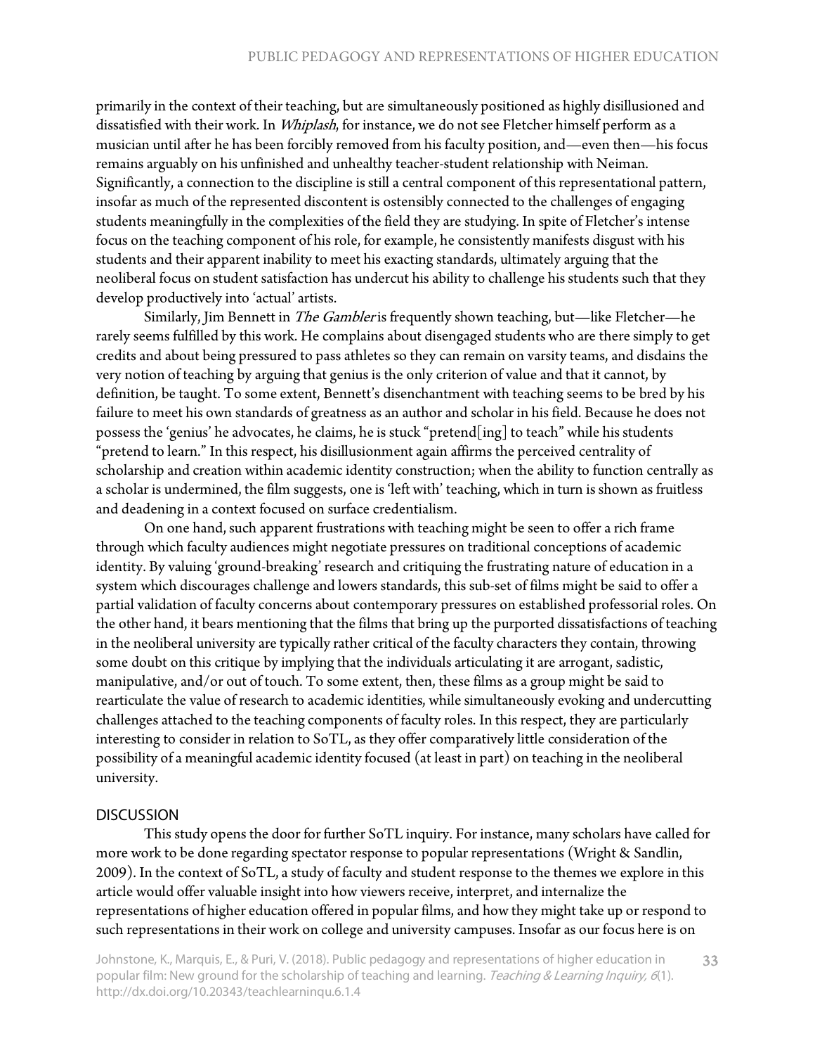primarily in the context of their teaching, but are simultaneously positioned as highly disillusioned and dissatisfied with their work. In *Whiplash*, for instance, we do not see Fletcher himself perform as a musician until after he has been forcibly removed from his faculty position, and—even then—his focus remains arguably on his unfinished and unhealthy teacher-student relationship with Neiman. Significantly, a connection to the discipline is still a central component of this representational pattern, insofar as much of the represented discontent is ostensibly connected to the challenges of engaging students meaningfully in the complexities of the field they are studying. In spite of Fletcher's intense focus on the teaching component of his role, for example, he consistently manifests disgust with his students and their apparent inability to meet his exacting standards, ultimately arguing that the neoliberal focus on student satisfaction has undercut his ability to challenge his students such that they develop productively into 'actual' artists.

Similarly, Jim Bennett in *The Gambler* is frequently shown teaching, but—like Fletcher—he rarely seems fulfilled by this work. He complains about disengaged students who are there simply to get credits and about being pressured to pass athletes so they can remain on varsity teams, and disdains the very notion of teaching by arguing that genius is the only criterion of value and that it cannot, by definition, be taught. To some extent, Bennett's disenchantment with teaching seems to be bred by his failure to meet his own standards of greatness as an author and scholar in his field. Because he does not possess the 'genius' he advocates, he claims, he is stuck "pretend[ing] to teach" while his students "pretend to learn." In this respect, his disillusionment again affirms the perceived centrality of scholarship and creation within academic identity construction; when the ability to function centrally as a scholar is undermined, the film suggests, one is 'left with' teaching, which in turn is shown as fruitless and deadening in a context focused on surface credentialism.

On one hand, such apparent frustrations with teaching might be seen to offer a rich frame through which faculty audiences might negotiate pressures on traditional conceptions of academic identity. By valuing 'ground-breaking' research and critiquing the frustrating nature of education in a system which discourages challenge and lowers standards, this sub-set of films might be said to offer a partial validation of faculty concerns about contemporary pressures on established professorial roles. On the other hand, it bears mentioning that the films that bring up the purported dissatisfactions of teaching in the neoliberal university are typically rather critical of the faculty characters they contain, throwing some doubt on this critique by implying that the individuals articulating it are arrogant, sadistic, manipulative, and/or out of touch. To some extent, then, these films as a group might be said to rearticulate the value of research to academic identities, while simultaneously evoking and undercutting challenges attached to the teaching components of faculty roles. In this respect, they are particularly interesting to consider in relation to SoTL, as they offer comparatively little consideration of the possibility of a meaningful academic identity focused (at least in part) on teaching in the neoliberal university.

## DISCUSSION

This study opens the door for further SoTL inquiry. For instance, many scholars have called for more work to be done regarding spectator response to popular representations (Wright & Sandlin, 2009). In the context of SoTL, a study of faculty and student response to the themes we explore in this article would offer valuable insight into how viewers receive, interpret, and internalize the representations of higher education offered in popular films, and how they might take up or respond to such representations in their work on college and university campuses. Insofar as our focus here is on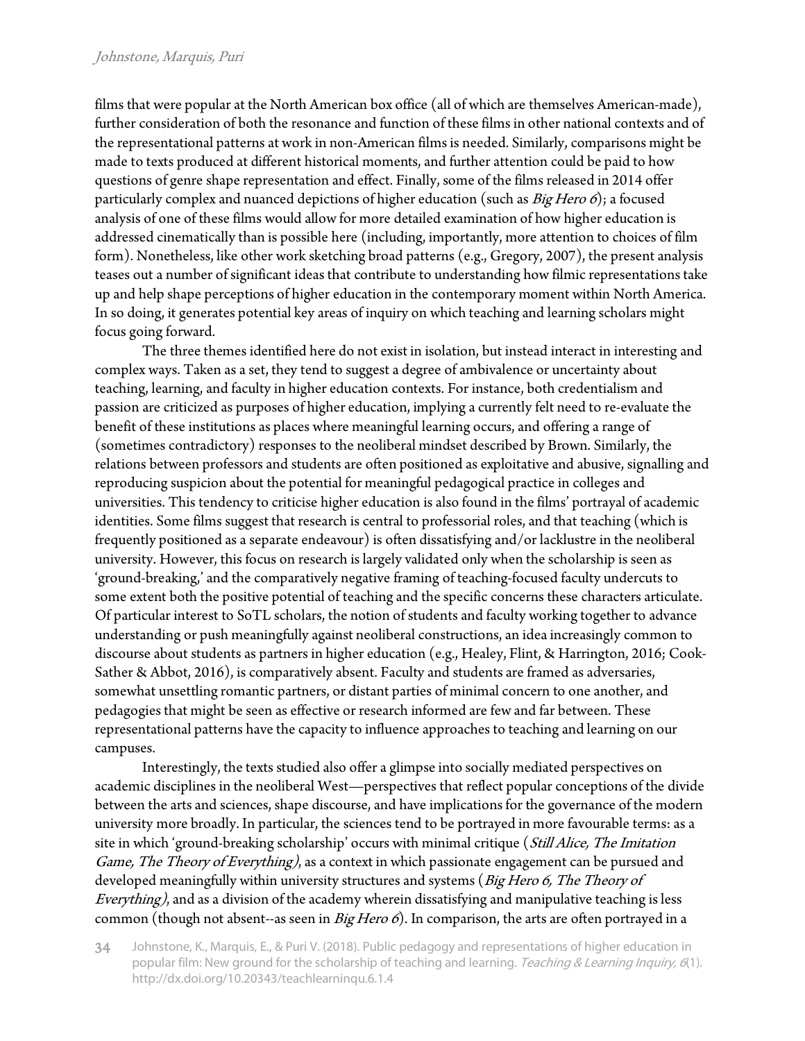films that were popular at the North American box office (all of which are themselves American-made), further consideration of both the resonance and function of these films in other national contexts and of the representational patterns at work in non-American films is needed. Similarly, comparisons might be made to texts produced at different historical moments, and further attention could be paid to how questions of genre shape representation and effect. Finally, some of the films released in 2014 offer particularly complex and nuanced depictions of higher education (such as *Big Hero 6*); a focused analysis of one of these films would allow for more detailed examination of how higher education is addressed cinematically than is possible here (including, importantly, more attention to choices of film form). Nonetheless, like other work sketching broad patterns (e.g., Gregory, 2007), the present analysis teases out a number of significant ideas that contribute to understanding how filmic representations take up and help shape perceptions of higher education in the contemporary moment within North America. In so doing, it generates potential key areas of inquiry on which teaching and learning scholars might focus going forward.

The three themes identified here do not exist in isolation, but instead interact in interesting and complex ways. Taken as a set, they tend to suggest a degree of ambivalence or uncertainty about teaching, learning, and faculty in higher education contexts. For instance, both credentialism and passion are criticized as purposes of higher education, implying a currently felt need to re-evaluate the benefit of these institutions as places where meaningful learning occurs, and offering a range of (sometimes contradictory) responses to the neoliberal mindset described by Brown. Similarly, the relations between professors and students are often positioned as exploitative and abusive, signalling and reproducing suspicion about the potential for meaningful pedagogical practice in colleges and universities. This tendency to criticise higher education is also found in the films' portrayal of academic identities. Some films suggest that research is central to professorial roles, and that teaching (which is frequently positioned as a separate endeavour) is often dissatisfying and/or lacklustre in the neoliberal university. However, this focus on research is largely validated only when the scholarship is seen as 'ground-breaking,' and the comparatively negative framing of teaching-focused faculty undercuts to some extent both the positive potential of teaching and the specific concerns these characters articulate. Of particular interest to SoTL scholars, the notion of students and faculty working together to advance understanding or push meaningfully against neoliberal constructions, an idea increasingly common to discourse about students as partners in higher education (e.g., Healey, Flint, & Harrington, 2016; Cook-Sather & Abbot, 2016), is comparatively absent. Faculty and students are framed as adversaries, somewhat unsettling romantic partners, or distant parties of minimal concern to one another, and pedagogies that might be seen as effective or research informed are few and far between. These representational patterns have the capacity to influence approaches to teaching and learning on our campuses.

Interestingly, the texts studied also offer a glimpse into socially mediated perspectives on academic disciplines in the neoliberal West—perspectives that reflect popular conceptions of the divide between the arts and sciences, shape discourse, and have implications for the governance of the modern university more broadly. In particular, the sciences tend to be portrayed in more favourable terms: as a site in which 'ground-breaking scholarship' occurs with minimal critique (*Still Alice, The Imitation Game, The Theory of Everything)*, as a context in which passionate engagement can be pursued and developed meaningfully within university structures and systems (*Big Hero 6, The Theory of Everything)*, and as a division of the academy wherein dissatisfying and manipulative teaching is less common (though not absent--as seen in *Big Hero 6*). In comparison, the arts are often portrayed in a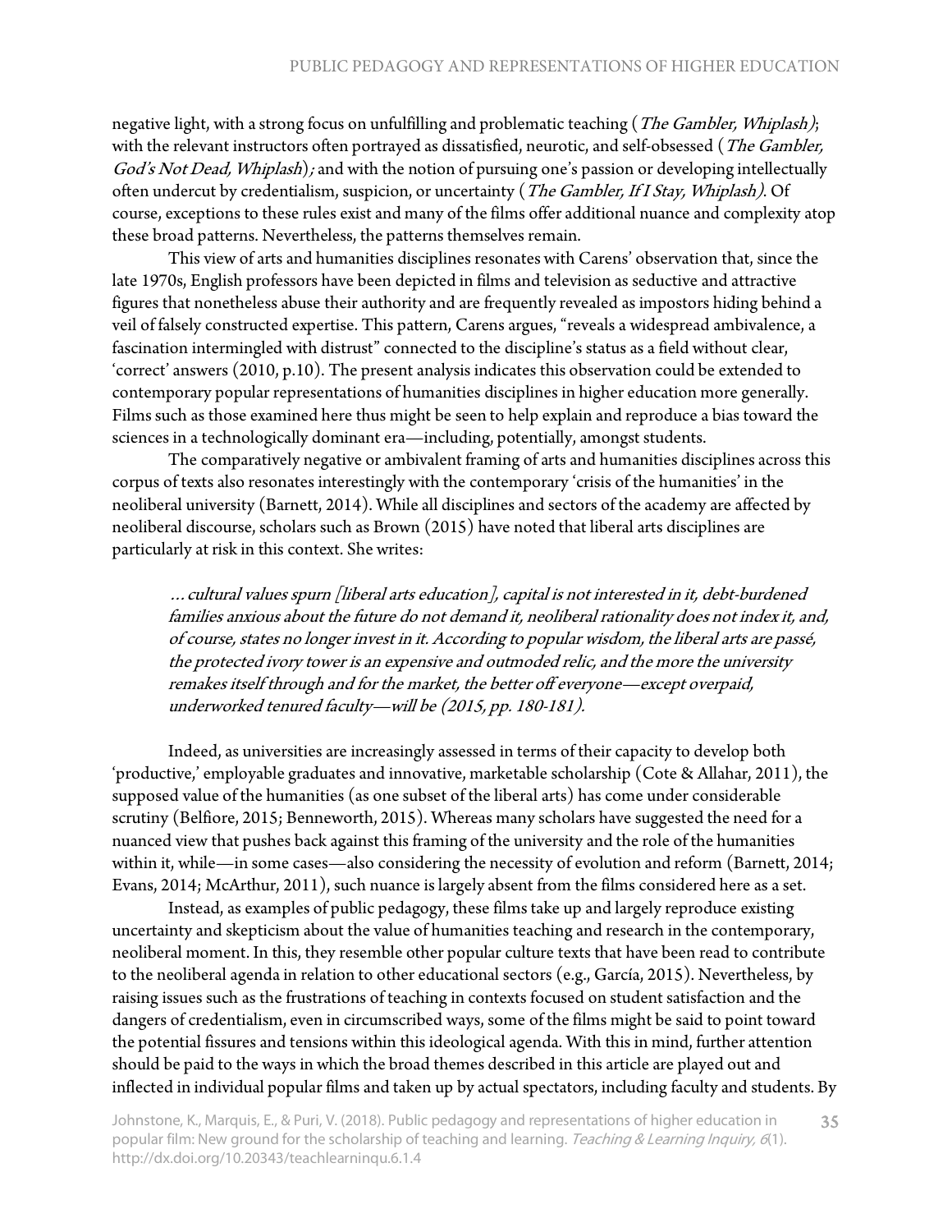negative light, with a strong focus on unfulfilling and problematic teaching (*The Gambler, Whiplash)*; with the relevant instructors often portrayed as dissatisfied, neurotic, and self-obsessed (*The Gambler, God's Not Dead, Whiplash*)*;* and with the notion of pursuing one's passion or developing intellectually often undercut by credentialism, suspicion, or uncertainty (*The Gambler, If I Stay, Whiplash)*. Of course, exceptions to these rules exist and many of the films offer additional nuance and complexity atop these broad patterns. Nevertheless, the patterns themselves remain.

This view of arts and humanities disciplines resonates with Carens' observation that, since the late 1970s, English professors have been depicted in films and television as seductive and attractive figures that nonetheless abuse their authority and are frequently revealed as impostors hiding behind a veil of falsely constructed expertise. This pattern, Carens argues, "reveals a widespread ambivalence, a fascination intermingled with distrust" connected to the discipline's status as a field without clear, 'correct' answers (2010, p.10). The present analysis indicates this observation could be extended to contemporary popular representations of humanities disciplines in higher education more generally. Films such as those examined here thus might be seen to help explain and reproduce a bias toward the sciences in a technologically dominant era—including, potentially, amongst students.

The comparatively negative or ambivalent framing of arts and humanities disciplines across this corpus of texts also resonates interestingly with the contemporary 'crisis of the humanities' in the neoliberal university (Barnett, 2014). While all disciplines and sectors of the academy are affected by neoliberal discourse, scholars such as Brown (2015) have noted that liberal arts disciplines are particularly at risk in this context. She writes:

> *…cultural values spurn [liberal arts education], capital is not interested in it, debt-burdened families anxious about the future do not demand it, neoliberal rationality does not index it, and, of course, states no longer invest in it. According to popular wisdom, the liberal arts are passé, the protected ivory tower is an expensive and outmoded relic, and the more the university remakes itself through and for the market, the better off everyone—except overpaid, underworked tenured faculty—will be (2015, pp. 180-181).*

Indeed, as universities are increasingly assessed in terms of their capacity to develop both 'productive,' employable graduates and innovative, marketable scholarship (Cote & Allahar, 2011), the supposed value of the humanities (as one subset of the liberal arts) has come under considerable scrutiny (Belfiore, 2015; Benneworth, 2015). Whereas many scholars have suggested the need for a nuanced view that pushes back against this framing of the university and the role of the humanities within it, while—in some cases—also considering the necessity of evolution and reform (Barnett, 2014; Evans, 2014; McArthur, 2011), such nuance is largely absent from the films considered here as a set.

Instead, as examples of public pedagogy, these films take up and largely reproduce existing uncertainty and skepticism about the value of humanities teaching and research in the contemporary, neoliberal moment. In this, they resemble other popular culture texts that have been read to contribute to the neoliberal agenda in relation to other educational sectors (e.g., García, 2015). Nevertheless, by raising issues such as the frustrations of teaching in contexts focused on student satisfaction and the dangers of credentialism, even in circumscribed ways, some of the films might be said to point toward the potential fissures and tensions within this ideological agenda. With this in mind, further attention should be paid to the ways in which the broad themes described in this article are played out and inflected in individual popular films and taken up by actual spectators, including faculty and students. By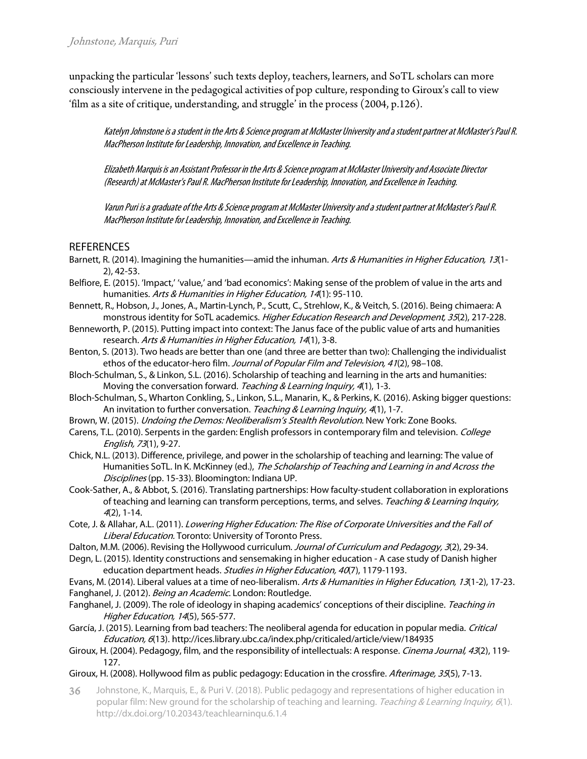unpacking the particular 'lessons' such texts deploy, teachers, learners, and SoTL scholars can more consciously intervene in the pedagogical activities of pop culture, responding to Giroux's call to view 'film as a site of critique, understanding, and struggle' in the process (2004, p.126).

*Katelyn Johnstone is a student in the Arts & Science program at McMaster University and a student partner at McMaster's Paul R. MacPherson Institute for Leadership, Innovation, and Excellence in Teaching.*

*Elizabeth Marquis is an Assistant Professor in the Arts & Science program at McMaster University and Associate Director (Research) at McMaster's Paul R. MacPherson Institute for Leadership, Innovation, and Excellence in Teaching.*

*Varun Puri is a graduate of the Arts & Science program at McMaster University and a student partner at McMaster's Paul R. MacPherson Institute for Leadership, Innovation, and Excellence in Teaching.*

## REFERENCES

Barnett, R. (2014). Imagining the humanities—amid the inhuman. *Arts & Humanities in Higher Education, 13*(1-2), 42-53.

Belfiore, E. (2015). 'Impact,' 'value,' and 'bad economics': Making sense of the problem of value in the arts and humanities. *Arts & Humanities in Higher Education, 14*(1): 95-110.

Bennett, R., Hobson, J., Jones, A., Martin-Lynch, P., Scutt, C., Strehlow, K., & Veitch, S. (2016). Being chimaera: A monstrous identity for SoTL academics. *Higher Education Research and Development, 35*(2), 217-228.

Benneworth, P. (2015). Putting impact into context: The Janus face of the public value of arts and humanities research. *Arts & Humanities in Higher Education, 14*(1), 3-8.

Benton, S. (2013). Two heads are better than one (and three are better than two): Challenging the individualist ethos of the educator-hero film. *Journal of Popular Film and Television, 41*(2), 98–108.

Bloch-Schulman, S., & Linkon, S.L. (2016). Scholarship of teaching and learning in the arts and humanities: Moving the conversation forward. *Teaching & Learning Inquiry, 4*(1), 1-3.

Bloch-Schulman, S., Wharton Conkling, S., Linkon, S.L., Manarin, K., & Perkins, K. (2016). Asking bigger questions: An invitation to further conversation. *Teaching & Learning Inquiry, 4*(1), 1-7.

Brown, W. (2015). *Undoing the Demos: Neoliberalism's Stealth Revolution*. New York: Zone Books.

Carens, T.L. (2010). Serpents in the garden: English professors in contemporary film and television. *College English, 73*(1), 9-27.

Chick, N.L. (2013). Difference, privilege, and power in the scholarship of teaching and learning: The value of Humanities SoTL. In K. McKinney (ed.), *The Scholarship of Teaching and Learning in and Across the Disciplines* (pp. 15-33). Bloomington: Indiana UP.

Cook-Sather, A., & Abbot, S. (2016). Translating partnerships: How faculty-student collaboration in explorations of teaching and learning can transform perceptions, terms, and selves. *Teaching & Learning Inquiry, 4*(2), 1-14.

Cote, J. & Allahar, A.L. (2011). *Lowering Higher Education: The Rise of Corporate Universities and the Fall of Liberal Education.* Toronto: University of Toronto Press.

Dalton, M.M. (2006). Revising the Hollywood curriculum. *Journal of Curriculum and Pedagogy, 3*(2), 29-34.

Degn, L. (2015). Identity constructions and sensemaking in higher education - A case study of Danish higher education department heads. *Studies in Higher Education, 40*(7), 1179-1193.

Evans, M. (2014). Liberal values at a time of neo-liberalism. *Arts & Humanities in Higher Education, 13*(1-2), 17-23.

Fanghanel, J. (2012). *Being an Academic*. London: Routledge.

Fanghanel, J. (2009). The role of ideology in shaping academics' conceptions of their discipline. *Teaching in Higher Education, 14*(5), 565-577.

García, J. (2015). Learning from bad teachers: The neoliberal agenda for education in popular media. *Critical Education, 6*(13). http://ices.library.ubc.ca/index.php/criticaled/article/view/184935

Giroux, H. (2004). Pedagogy, film, and the responsibility of intellectuals: A response. *Cinema Journal, 43*(2), 119-127.

Giroux, H. (2008). Hollywood film as public pedagogy: Education in the crossfire. *Afterimage, 35*(5), 7-13.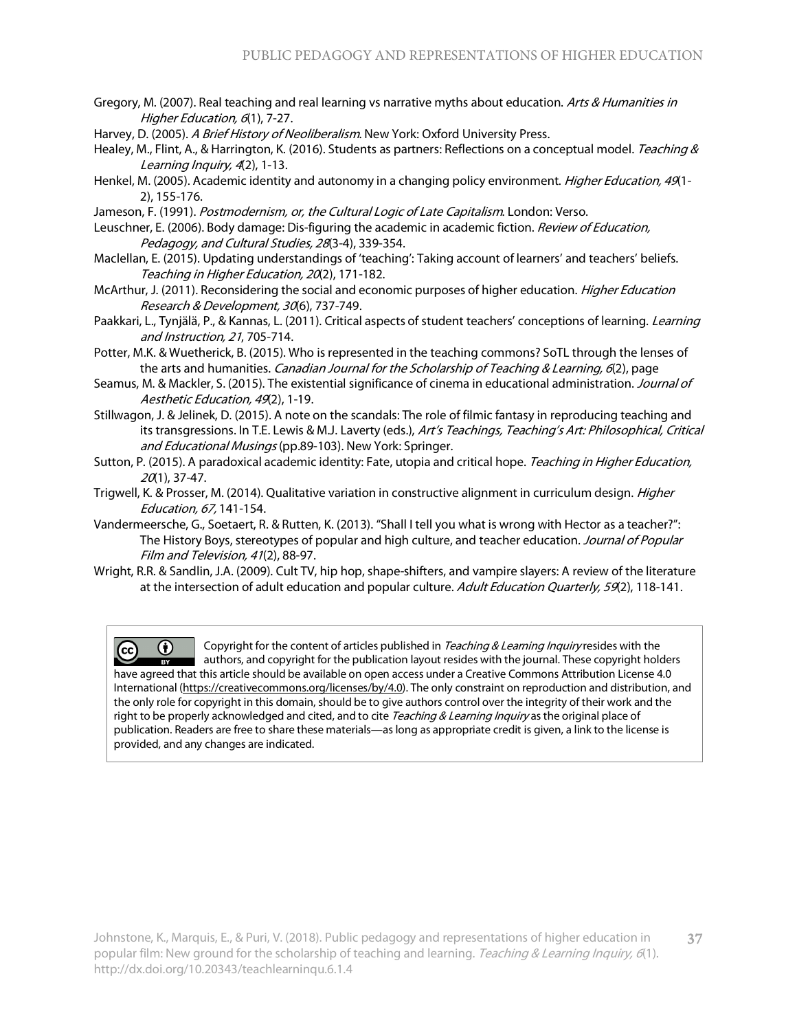Gregory, M. (2007). Real teaching and real learning vs narrative myths about education. *Arts & Humanities in Higher Education, 6*(1), 7-27.

Harvey, D. (2005). *A Brief History of Neoliberalism*. New York: Oxford University Press.

Healey, M., Flint, A., & Harrington, K. (2016). Students as partners: Reflections on a conceptual model. *Teaching & Learning Inquiry, 4*(2), 1-13.

Henkel, M. (2005). Academic identity and autonomy in a changing policy environment. *Higher Education, 49*(1-2), 155-176.

Jameson, F. (1991). *Postmodernism, or, the Cultural Logic of Late Capitalism*. London: Verso.

Leuschner, E. (2006). Body damage: Dis-figuring the academic in academic fiction. *Review of Education, Pedagogy, and Cultural Studies, 28*(3-4), 339-354.

Maclellan, E. (2015). Updating understandings of 'teaching': Taking account of learners' and teachers' beliefs. *Teaching in Higher Education, 20*(2), 171-182.

McArthur, J. (2011). Reconsidering the social and economic purposes of higher education. *Higher Education Research & Development, 30*(6), 737-749.

Paakkari, L., Tynjälä, P., & Kannas, L. (2011). Critical aspects of student teachers' conceptions of learning. *Learning and Instruction, 21*, 705-714.

Potter, M.K. & Wuetherick, B. (2015). Who is represented in the teaching commons? SoTL through the lenses of the arts and humanities. *Canadian Journal for the Scholarship of Teaching & Learning, 6*(2), page

Seamus, M. & Mackler, S. (2015). The existential significance of cinema in educational administration. *Journal of Aesthetic Education, 49*(2), 1-19.

Stillwagon, J. & Jelinek, D. (2015). A note on the scandals: The role of filmic fantasy in reproducing teaching and its transgressions. In T.E. Lewis & M.J. Laverty (eds.), *Art's Teachings, Teaching's Art: Philosophical, Critical and Educational Musings* (pp.89-103). New York: Springer.

Sutton, P. (2015). A paradoxical academic identity: Fate, utopia and critical hope. *Teaching in Higher Education, 20*(1), 37-47.

Trigwell, K. & Prosser, M. (2014). Qualitative variation in constructive alignment in curriculum design. *Higher Education, 67,* 141-154.

Vandermeersche, G., Soetaert, R. & Rutten, K. (2013). "Shall I tell you what is wrong with Hector as a teacher?": The History Boys, stereotypes of popular and high culture, and teacher education. *Journal of Popular Film and Television, 41*(2), 88-97.

Wright, R.R. & Sandlin, J.A. (2009). Cult TV, hip hop, shape-shifters, and vampire slayers: A review of the literature at the intersection of adult education and popular culture. *Adult Education Quarterly, 59*(2), 118-141.

Copyright for the content of articles published in *Teaching & Learning Inquiry* resides with the authors, and copyright for the publication layout resides with the journal. These copyright holders have agreed that this article should be available on open access under a Creative Commons Attribution License 4.0 International (https://creativecommons.org/licenses/by/4.0). The only constraint on reproduction and distribution, and the only role for copyright in this domain, should be to give authors control over the integrity of their work and the right to be properly acknowledged and cited, and to cite *Teaching & Learning Inquiry* as the original place of publication. Readers are free to share these materials—as long as appropriate credit is given, a link to the license is provided, and any changes are indicated.